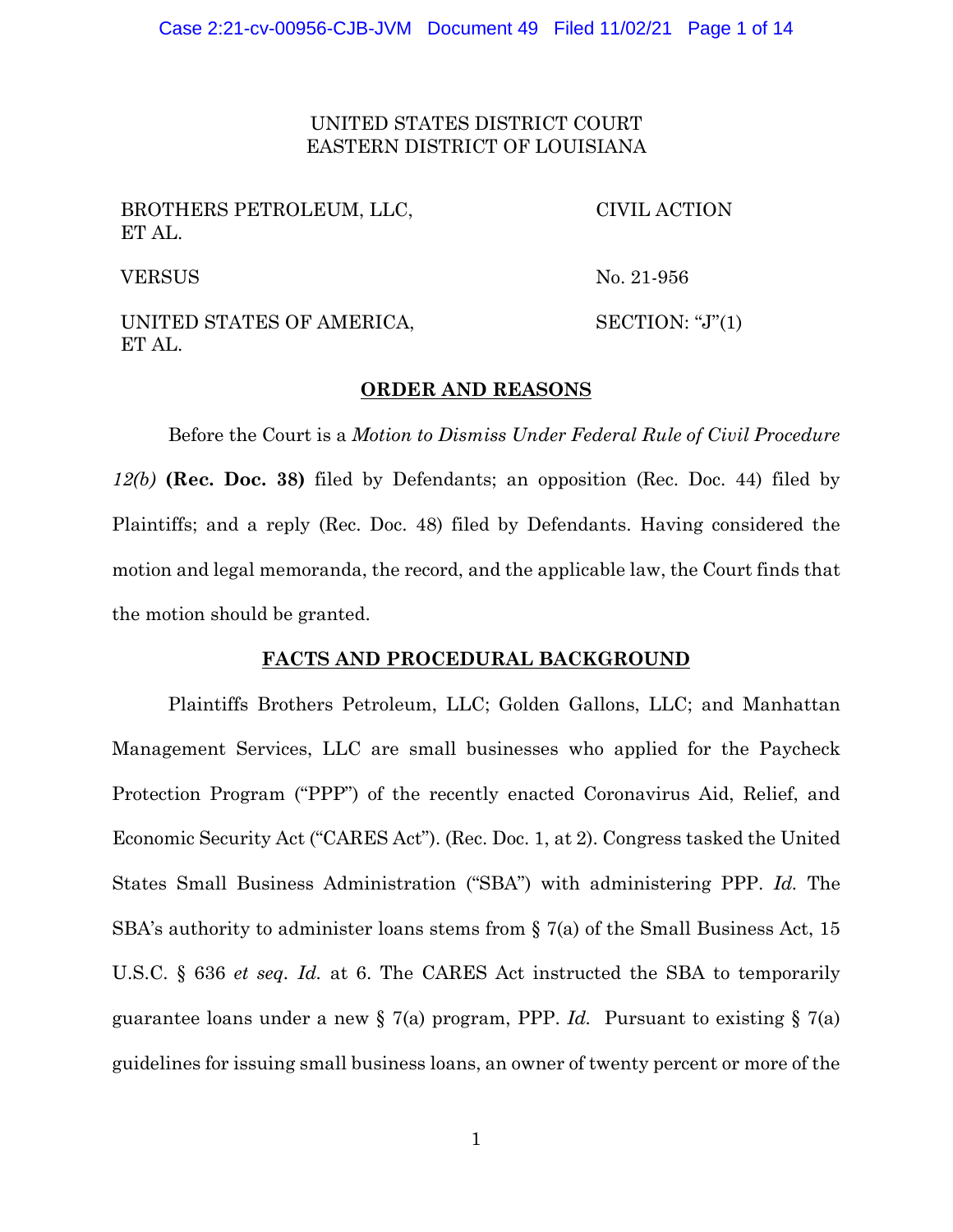UNITED STATES DISTRICT COURT
EASTERN DISTRICT OF LOUISIANA

| | |
|---|---|
| BROTHERS PETROLEUM, LLC, ET AL. | CIVIL ACTION |
| VERSUS | No. 21-956 |
| UNITED STATES OF AMERICA, ET AL. | SECTION: "J"(1) |

## ORDER AND REASONS

Before the Court is a *Motion to Dismiss Under Federal Rule of Civil Procedure 12(b)* **(Rec. Doc. 38)** filed by Defendants; an opposition (Rec. Doc. 44) filed by Plaintiffs; and a reply (Rec. Doc. 48) filed by Defendants. Having considered the motion and legal memoranda, the record, and the applicable law, the Court finds that the motion should be granted.

## FACTS AND PROCEDURAL BACKGROUND

Plaintiffs Brothers Petroleum, LLC; Golden Gallons, LLC; and Manhattan Management Services, LLC are small businesses who applied for the Paycheck Protection Program ("PPP") of the recently enacted Coronavirus Aid, Relief, and Economic Security Act ("CARES Act"). (Rec. Doc. 1, at 2). Congress tasked the United States Small Business Administration ("SBA") with administering PPP. *Id.* The SBA's authority to administer loans stems from § 7(a) of the Small Business Act, 15 U.S.C. § 636 *et seq*. *Id.* at 6. The CARES Act instructed the SBA to temporarily guarantee loans under a new § 7(a) program, PPP. *Id.* Pursuant to existing § 7(a) guidelines for issuing small business loans, an owner of twenty percent or more of the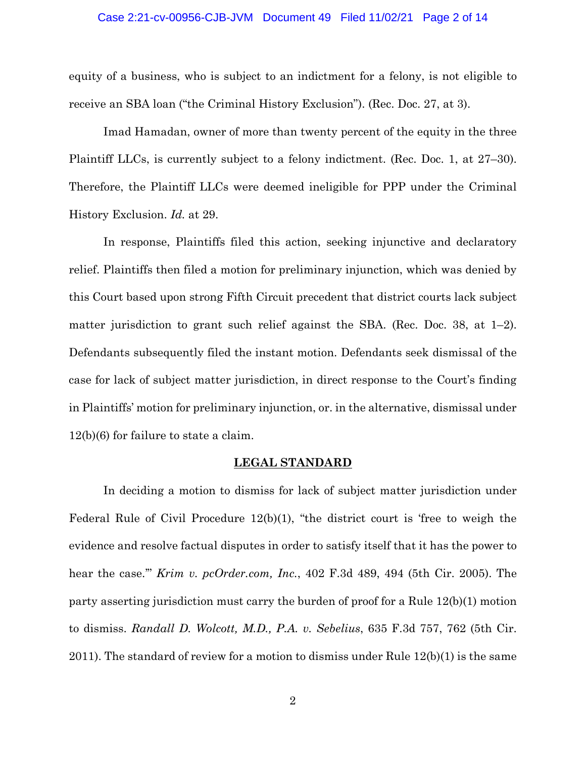equity of a business, who is subject to an indictment for a felony, is not eligible to receive an SBA loan ("the Criminal History Exclusion"). (Rec. Doc. 27, at 3).

Imad Hamadan, owner of more than twenty percent of the equity in the three Plaintiff LLCs, is currently subject to a felony indictment. (Rec. Doc. 1, at 27–30). Therefore, the Plaintiff LLCs were deemed ineligible for PPP under the Criminal History Exclusion. *Id.* at 29.

In response, Plaintiffs filed this action, seeking injunctive and declaratory relief. Plaintiffs then filed a motion for preliminary injunction, which was denied by this Court based upon strong Fifth Circuit precedent that district courts lack subject matter jurisdiction to grant such relief against the SBA. (Rec. Doc. 38, at 1–2). Defendants subsequently filed the instant motion. Defendants seek dismissal of the case for lack of subject matter jurisdiction, in direct response to the Court's finding in Plaintiffs' motion for preliminary injunction, or. in the alternative, dismissal under 12(b)(6) for failure to state a claim.

## LEGAL STANDARD

In deciding a motion to dismiss for lack of subject matter jurisdiction under Federal Rule of Civil Procedure 12(b)(1), "the district court is 'free to weigh the evidence and resolve factual disputes in order to satisfy itself that it has the power to hear the case.'" *Krim v. pcOrder.com, Inc.*, 402 F.3d 489, 494 (5th Cir. 2005). The party asserting jurisdiction must carry the burden of proof for a Rule 12(b)(1) motion to dismiss. *Randall D. Wolcott, M.D., P.A. v. Sebelius*, 635 F.3d 757, 762 (5th Cir. 2011). The standard of review for a motion to dismiss under Rule 12(b)(1) is the same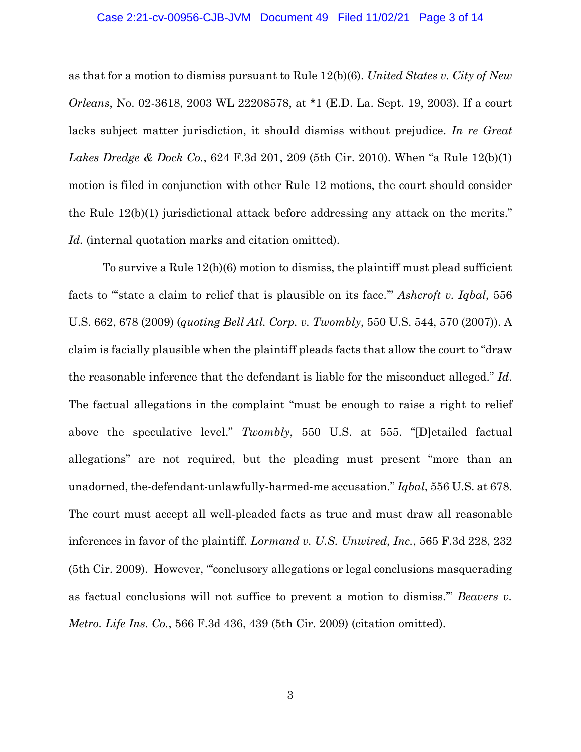as that for a motion to dismiss pursuant to Rule 12(b)(6). *United States v. City of New Orleans*, No. 02-3618, 2003 WL 22208578, at *1 (E.D. La. Sept. 19, 2003). If a court lacks subject matter jurisdiction, it should dismiss without prejudice. *In re Great Lakes Dredge & Dock Co.*, 624 F.3d 201, 209 (5th Cir. 2010). When "a Rule 12(b)(1) motion is filed in conjunction with other Rule 12 motions, the court should consider the Rule 12(b)(1) jurisdictional attack before addressing any attack on the merits." *Id.* (internal quotation marks and citation omitted).

To survive a Rule 12(b)(6) motion to dismiss, the plaintiff must plead sufficient facts to "'state a claim to relief that is plausible on its face.'" *Ashcroft v. Iqbal*, 556 U.S. 662, 678 (2009) (*quoting Bell Atl. Corp. v. Twombly*, 550 U.S. 544, 570 (2007)). A claim is facially plausible when the plaintiff pleads facts that allow the court to "draw the reasonable inference that the defendant is liable for the misconduct alleged." *Id*. The factual allegations in the complaint "must be enough to raise a right to relief above the speculative level." *Twombly*, 550 U.S. at 555. "[D]etailed factual allegations" are not required, but the pleading must present "more than an unadorned, the-defendant-unlawfully-harmed-me accusation." *Iqbal*, 556 U.S. at 678. The court must accept all well-pleaded facts as true and must draw all reasonable inferences in favor of the plaintiff. *Lormand v. U.S. Unwired, Inc.*, 565 F.3d 228, 232 (5th Cir. 2009). However, "'conclusory allegations or legal conclusions masquerading as factual conclusions will not suffice to prevent a motion to dismiss.'" *Beavers v. Metro. Life Ins. Co.*, 566 F.3d 436, 439 (5th Cir. 2009) (citation omitted).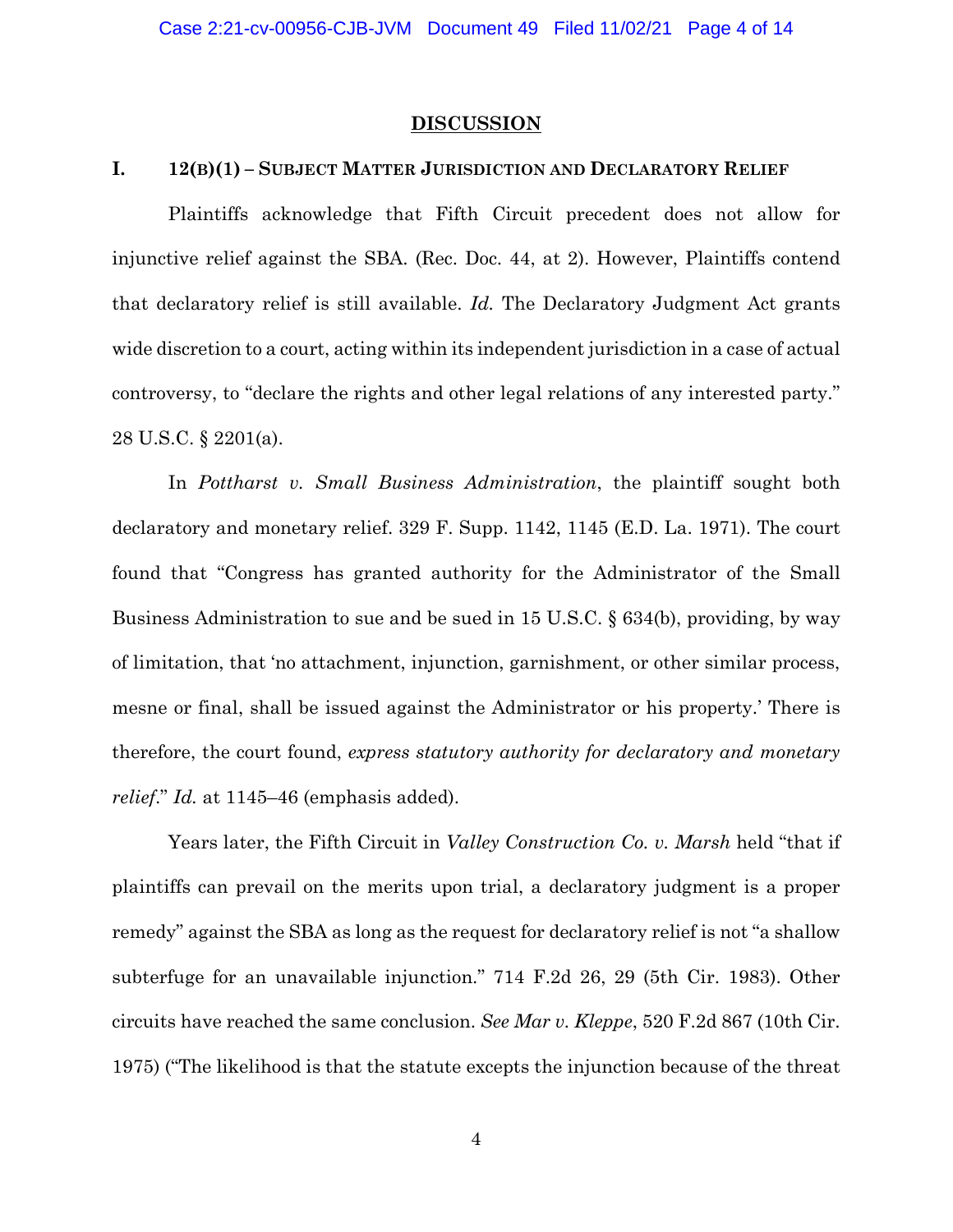## DISCUSSION

### I. 12(B)(1) – SUBJECT MATTER JURISDICTION AND DECLARATORY RELIEF

Plaintiffs acknowledge that Fifth Circuit precedent does not allow for injunctive relief against the SBA. (Rec. Doc. 44, at 2). However, Plaintiffs contend that declaratory relief is still available. *Id.* The Declaratory Judgment Act grants wide discretion to a court, acting within its independent jurisdiction in a case of actual controversy, to "declare the rights and other legal relations of any interested party." 28 U.S.C. § 2201(a).

In *Pottharst v. Small Business Administration*, the plaintiff sought both declaratory and monetary relief. 329 F. Supp. 1142, 1145 (E.D. La. 1971). The court found that "Congress has granted authority for the Administrator of the Small Business Administration to sue and be sued in 15 U.S.C. § 634(b), providing, by way of limitation, that 'no attachment, injunction, garnishment, or other similar process, mesne or final, shall be issued against the Administrator or his property.' There is therefore, the court found, *express statutory authority for declaratory and monetary relief*." *Id.* at 1145–46 (emphasis added).

Years later, the Fifth Circuit in *Valley Construction Co. v. Marsh* held "that if plaintiffs can prevail on the merits upon trial, a declaratory judgment is a proper remedy" against the SBA as long as the request for declaratory relief is not "a shallow subterfuge for an unavailable injunction." 714 F.2d 26, 29 (5th Cir. 1983). Other circuits have reached the same conclusion. *See Mar v. Kleppe*, 520 F.2d 867 (10th Cir. 1975) ("The likelihood is that the statute excepts the injunction because of the threat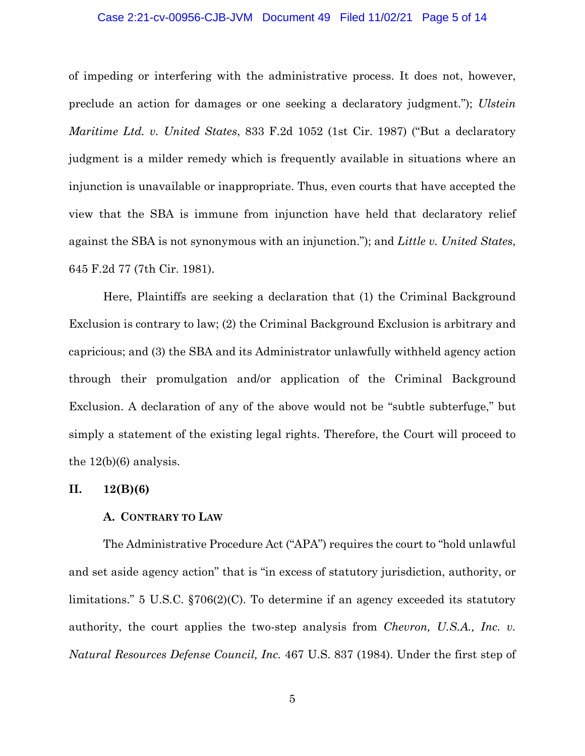of impeding or interfering with the administrative process. It does not, however, preclude an action for damages or one seeking a declaratory judgment."); *Ulstein Maritime Ltd. v. United States*, 833 F.2d 1052 (1st Cir. 1987) ("But a declaratory judgment is a milder remedy which is frequently available in situations where an injunction is unavailable or inappropriate. Thus, even courts that have accepted the view that the SBA is immune from injunction have held that declaratory relief against the SBA is not synonymous with an injunction."); and *Little v. United States*, 645 F.2d 77 (7th Cir. 1981).

Here, Plaintiffs are seeking a declaration that (1) the Criminal Background Exclusion is contrary to law; (2) the Criminal Background Exclusion is arbitrary and capricious; and (3) the SBA and its Administrator unlawfully withheld agency action through their promulgation and/or application of the Criminal Background Exclusion. A declaration of any of the above would not be "subtle subterfuge," but simply a statement of the existing legal rights. Therefore, the Court will proceed to the 12(b)(6) analysis.

## II. 12(B)(6)

### A. Contrary to Law

The Administrative Procedure Act ("APA") requires the court to "hold unlawful and set aside agency action" that is "in excess of statutory jurisdiction, authority, or limitations." 5 U.S.C. §706(2)(C). To determine if an agency exceeded its statutory authority, the court applies the two-step analysis from *Chevron, U.S.A., Inc. v. Natural Resources Defense Council, Inc.* 467 U.S. 837 (1984). Under the first step of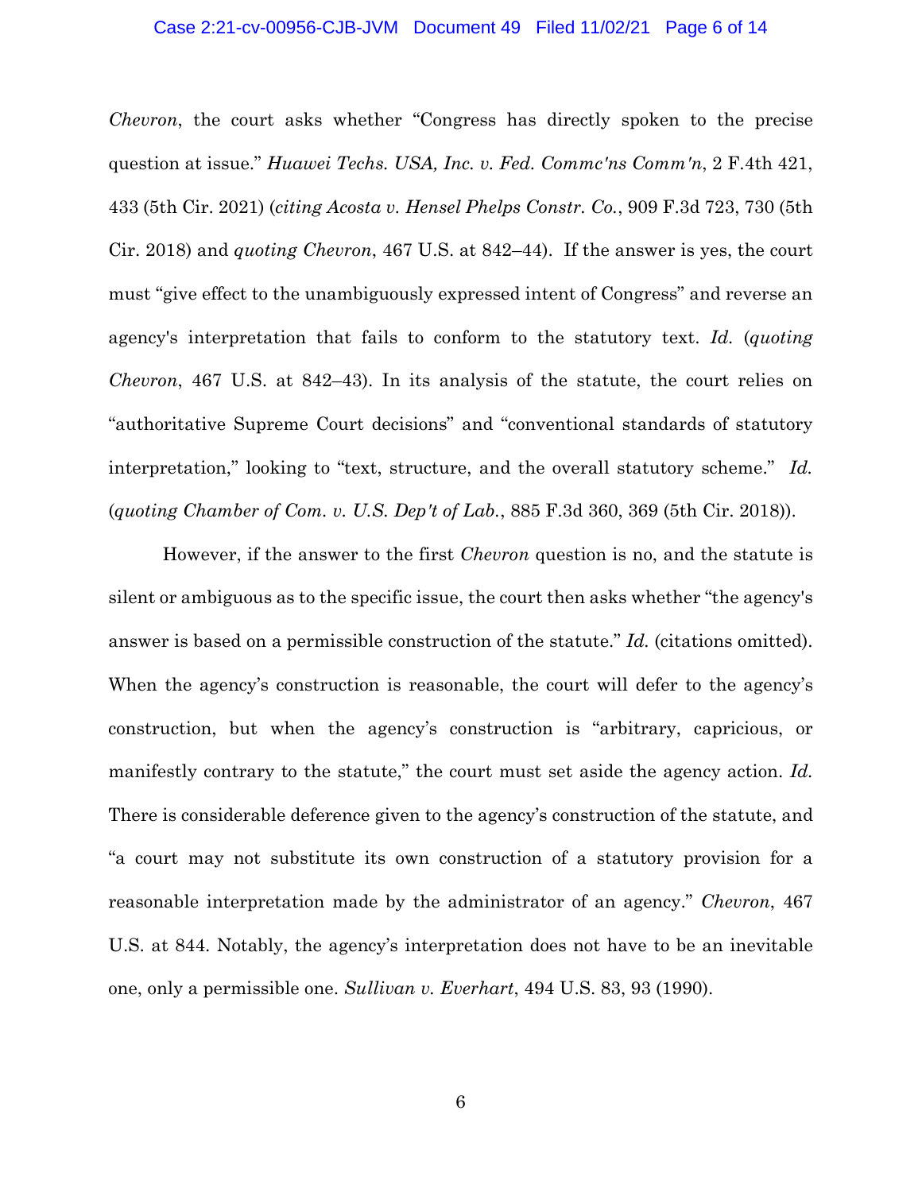*Chevron*, the court asks whether "Congress has directly spoken to the precise question at issue." *Huawei Techs. USA, Inc. v. Fed. Commc'ns Comm'n*, 2 F.4th 421, 433 (5th Cir. 2021) (*citing Acosta v. Hensel Phelps Constr. Co.*, 909 F.3d 723, 730 (5th Cir. 2018) and *quoting Chevron*, 467 U.S. at 842–44). If the answer is yes, the court must "give effect to the unambiguously expressed intent of Congress" and reverse an agency's interpretation that fails to conform to the statutory text. *Id.* (*quoting Chevron*, 467 U.S. at 842–43). In its analysis of the statute, the court relies on "authoritative Supreme Court decisions" and "conventional standards of statutory interpretation," looking to "text, structure, and the overall statutory scheme." *Id.* (*quoting Chamber of Com. v. U.S. Dep't of Lab.*, 885 F.3d 360, 369 (5th Cir. 2018)).

However, if the answer to the first *Chevron* question is no, and the statute is silent or ambiguous as to the specific issue, the court then asks whether "the agency's answer is based on a permissible construction of the statute." *Id.* (citations omitted). When the agency's construction is reasonable, the court will defer to the agency's construction, but when the agency's construction is "arbitrary, capricious, or manifestly contrary to the statute," the court must set aside the agency action. *Id.* There is considerable deference given to the agency's construction of the statute, and "a court may not substitute its own construction of a statutory provision for a reasonable interpretation made by the administrator of an agency." *Chevron*, 467 U.S. at 844. Notably, the agency's interpretation does not have to be an inevitable one, only a permissible one. *Sullivan v. Everhart*, 494 U.S. 83, 93 (1990).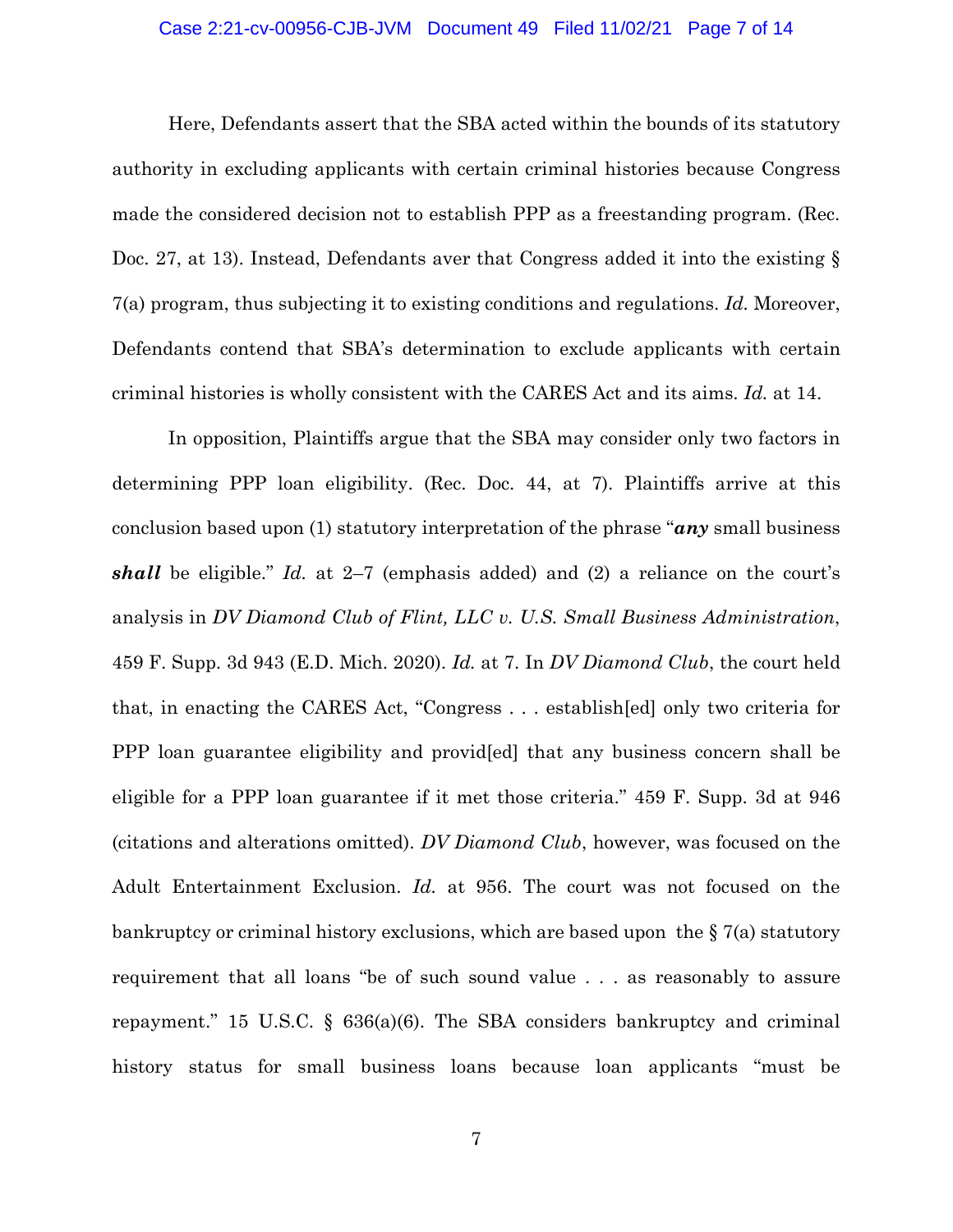Here, Defendants assert that the SBA acted within the bounds of its statutory authority in excluding applicants with certain criminal histories because Congress made the considered decision not to establish PPP as a freestanding program. (Rec. Doc. 27, at 13). Instead, Defendants aver that Congress added it into the existing § 7(a) program, thus subjecting it to existing conditions and regulations. *Id.* Moreover, Defendants contend that SBA's determination to exclude applicants with certain criminal histories is wholly consistent with the CARES Act and its aims. *Id.* at 14.

In opposition, Plaintiffs argue that the SBA may consider only two factors in determining PPP loan eligibility. (Rec. Doc. 44, at 7). Plaintiffs arrive at this conclusion based upon (1) statutory interpretation of the phrase "***any*** small business ***shall*** be eligible." *Id.* at 2–7 (emphasis added) and (2) a reliance on the court's analysis in *DV Diamond Club of Flint, LLC v. U.S. Small Business Administration*, 459 F. Supp. 3d 943 (E.D. Mich. 2020). *Id.* at 7. In *DV Diamond Club*, the court held that, in enacting the CARES Act, "Congress . . . establish[ed] only two criteria for PPP loan guarantee eligibility and provid[ed] that any business concern shall be eligible for a PPP loan guarantee if it met those criteria." 459 F. Supp. 3d at 946 (citations and alterations omitted). *DV Diamond Club*, however, was focused on the Adult Entertainment Exclusion. *Id.* at 956. The court was not focused on the bankruptcy or criminal history exclusions, which are based upon the § 7(a) statutory requirement that all loans "be of such sound value . . . as reasonably to assure repayment." 15 U.S.C. § 636(a)(6). The SBA considers bankruptcy and criminal history status for small business loans because loan applicants "must be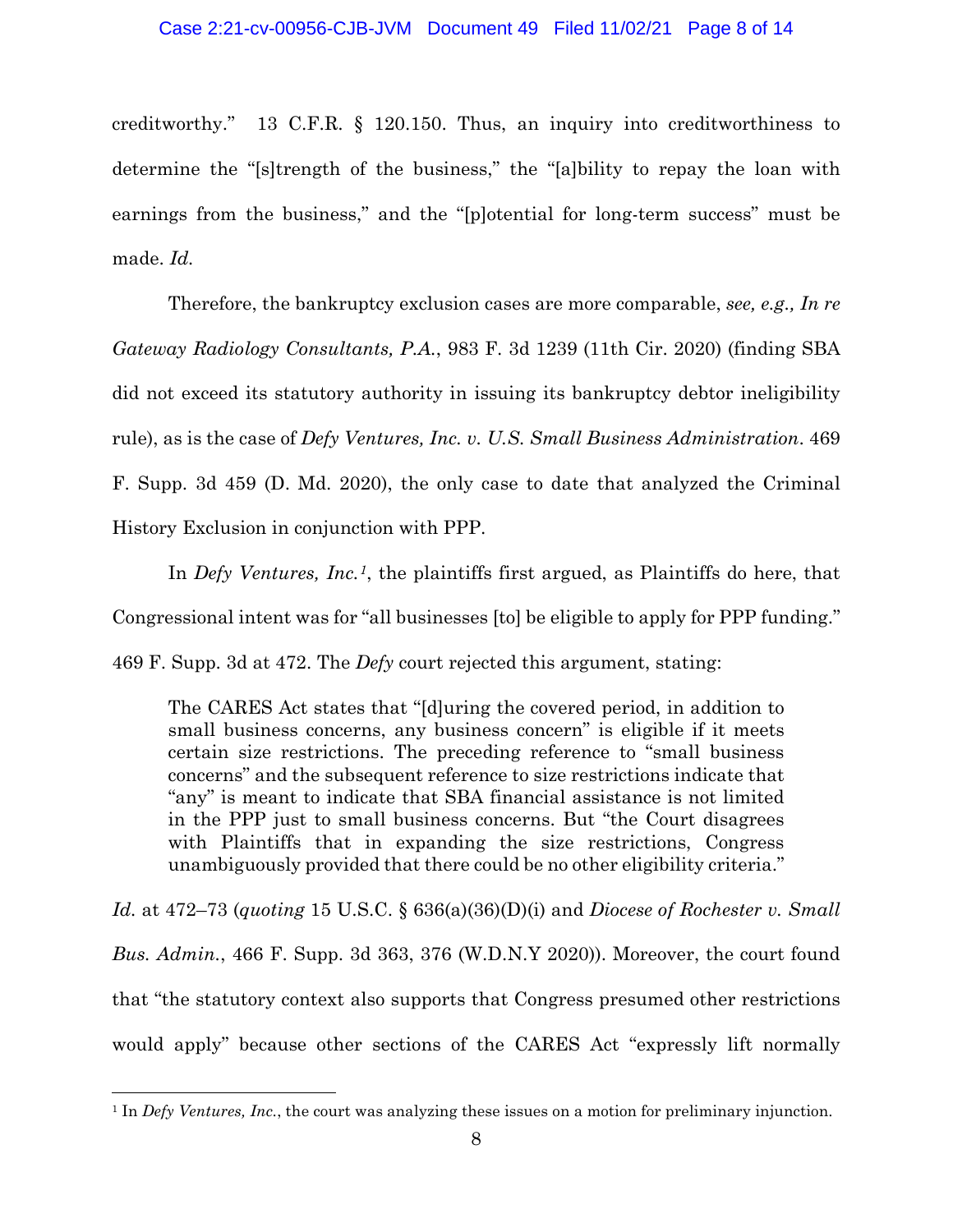creditworthy." 13 C.F.R. § 120.150. Thus, an inquiry into creditworthiness to determine the "[s]trength of the business," the "[a]bility to repay the loan with earnings from the business," and the "[p]otential for long-term success" must be made. *Id.*

Therefore, the bankruptcy exclusion cases are more comparable, *see, e.g., In re Gateway Radiology Consultants, P.A.*, 983 F. 3d 1239 (11th Cir. 2020) (finding SBA did not exceed its statutory authority in issuing its bankruptcy debtor ineligibility rule), as is the case of *Defy Ventures, Inc. v. U.S. Small Business Administration*. 469 F. Supp. 3d 459 (D. Md. 2020), the only case to date that analyzed the Criminal History Exclusion in conjunction with PPP.

In *Defy Ventures, Inc.*[1], the plaintiffs first argued, as Plaintiffs do here, that Congressional intent was for "all businesses [to] be eligible to apply for PPP funding." 469 F. Supp. 3d at 472. The *Defy* court rejected this argument, stating:

> The CARES Act states that "[d]uring the covered period, in addition to small business concerns, any business concern" is eligible if it meets certain size restrictions. The preceding reference to "small business concerns" and the subsequent reference to size restrictions indicate that "any" is meant to indicate that SBA financial assistance is not limited in the PPP just to small business concerns. But "the Court disagrees with Plaintiffs that in expanding the size restrictions, Congress unambiguously provided that there could be no other eligibility criteria."

*Id.* at 472–73 (*quoting* 15 U.S.C. § 636(a)(36)(D)(i) and *Diocese of Rochester v. Small Bus. Admin.*, 466 F. Supp. 3d 363, 376 (W.D.N.Y 2020)). Moreover, the court found that "the statutory context also supports that Congress presumed other restrictions would apply" because other sections of the CARES Act "expressly lift normally

---

[1] In *Defy Ventures, Inc.*, the court was analyzing these issues on a motion for preliminary injunction.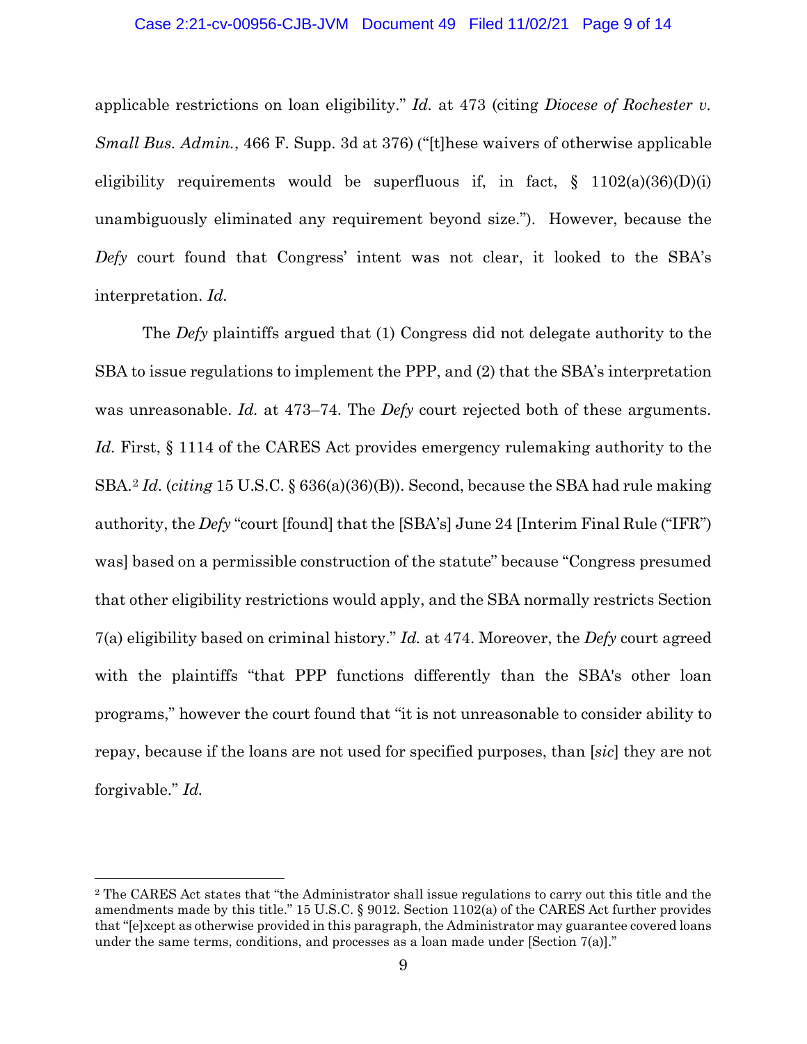applicable restrictions on loan eligibility." *Id.* at 473 (citing *Diocese of Rochester v. Small Bus. Admin.*, 466 F. Supp. 3d at 376) ("[t]hese waivers of otherwise applicable eligibility requirements would be superfluous if, in fact, § 1102(a)(36)(D)(i) unambiguously eliminated any requirement beyond size."). However, because the *Defy* court found that Congress' intent was not clear, it looked to the SBA's interpretation. *Id.*

The *Defy* plaintiffs argued that (1) Congress did not delegate authority to the SBA to issue regulations to implement the PPP, and (2) that the SBA's interpretation was unreasonable. *Id.* at 473–74. The *Defy* court rejected both of these arguments. *Id.* First, § 1114 of the CARES Act provides emergency rulemaking authority to the SBA.[2] *Id.* (*citing* 15 U.S.C. § 636(a)(36)(B)). Second, because the SBA had rule making authority, the *Defy* "court [found] that the [SBA's] June 24 [Interim Final Rule ("IFR") was] based on a permissible construction of the statute" because "Congress presumed that other eligibility restrictions would apply, and the SBA normally restricts Section 7(a) eligibility based on criminal history." *Id.* at 474. Moreover, the *Defy* court agreed with the plaintiffs "that PPP functions differently than the SBA's other loan programs," however the court found that "it is not unreasonable to consider ability to repay, because if the loans are not used for specified purposes, than [*sic*] they are not forgivable." *Id.*

---

[2] The CARES Act states that "the Administrator shall issue regulations to carry out this title and the amendments made by this title." 15 U.S.C. § 9012. Section 1102(a) of the CARES Act further provides that "[e]xcept as otherwise provided in this paragraph, the Administrator may guarantee covered loans under the same terms, conditions, and processes as a loan made under [Section 7(a)]."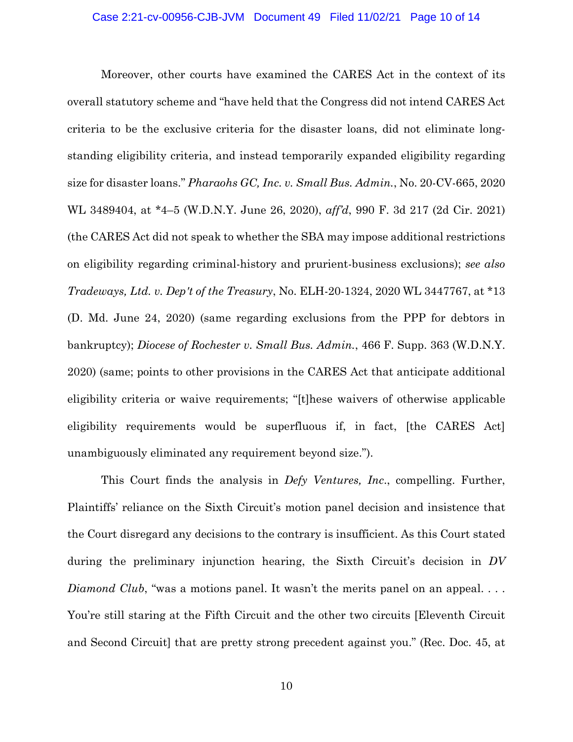Moreover, other courts have examined the CARES Act in the context of its overall statutory scheme and "have held that the Congress did not intend CARES Act criteria to be the exclusive criteria for the disaster loans, did not eliminate long-standing eligibility criteria, and instead temporarily expanded eligibility regarding size for disaster loans." *Pharaohs GC, Inc. v. Small Bus. Admin.*, No. 20-CV-665, 2020 WL 3489404, at *4–5 (W.D.N.Y. June 26, 2020), *aff'd*, 990 F. 3d 217 (2d Cir. 2021) (the CARES Act did not speak to whether the SBA may impose additional restrictions on eligibility regarding criminal-history and prurient-business exclusions); *see also Tradeways, Ltd. v. Dep't of the Treasury*, No. ELH-20-1324, 2020 WL 3447767, at *13 (D. Md. June 24, 2020) (same regarding exclusions from the PPP for debtors in bankruptcy); *Diocese of Rochester v. Small Bus. Admin.*, 466 F. Supp. 363 (W.D.N.Y. 2020) (same; points to other provisions in the CARES Act that anticipate additional eligibility criteria or waive requirements; "[t]hese waivers of otherwise applicable eligibility requirements would be superfluous if, in fact, [the CARES Act] unambiguously eliminated any requirement beyond size.").

This Court finds the analysis in *Defy Ventures, Inc.*, compelling. Further, Plaintiffs' reliance on the Sixth Circuit's motion panel decision and insistence that the Court disregard any decisions to the contrary is insufficient. As this Court stated during the preliminary injunction hearing, the Sixth Circuit's decision in *DV Diamond Club*, "was a motions panel. It wasn't the merits panel on an appeal. . . . You're still staring at the Fifth Circuit and the other two circuits [Eleventh Circuit and Second Circuit] that are pretty strong precedent against you." (Rec. Doc. 45, at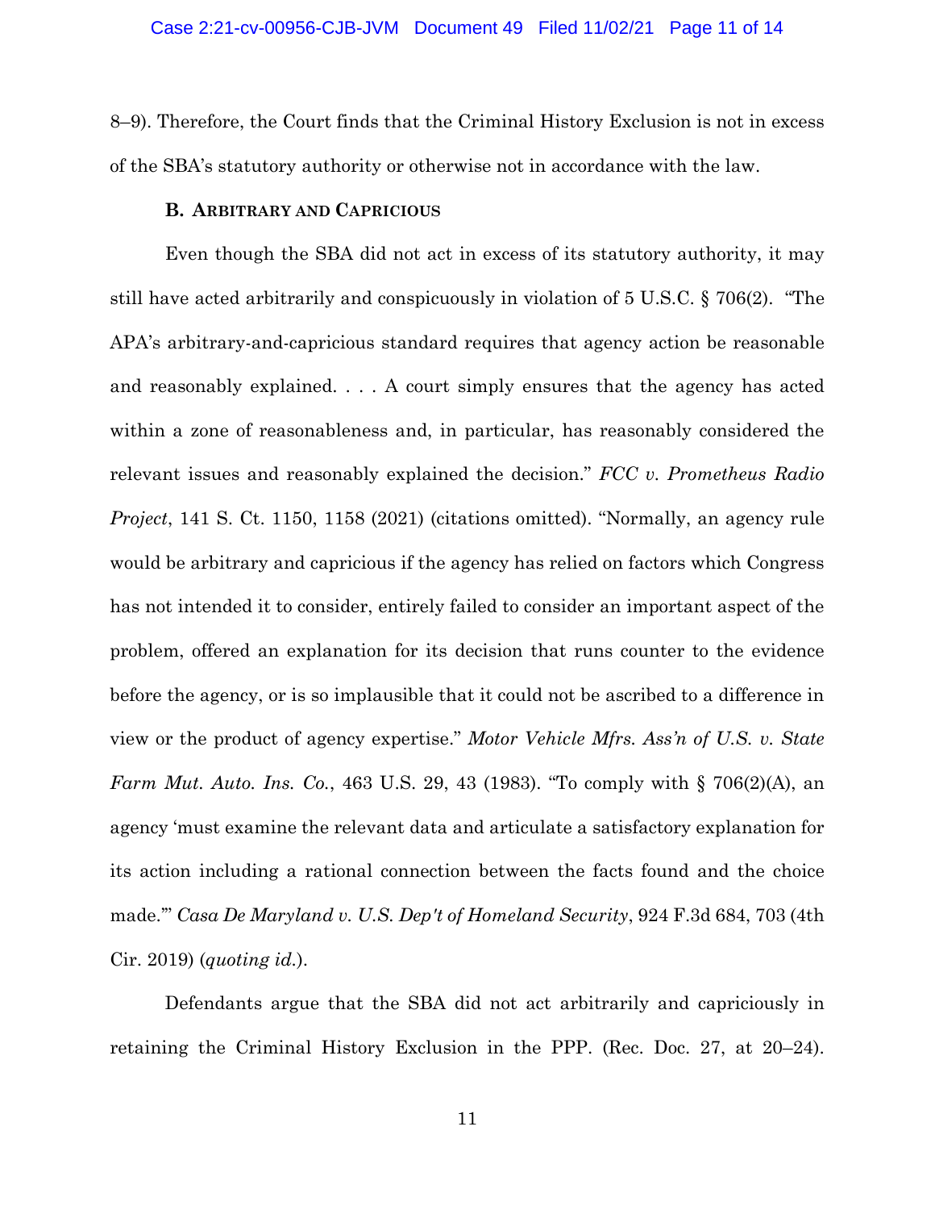8–9). Therefore, the Court finds that the Criminal History Exclusion is not in excess of the SBA's statutory authority or otherwise not in accordance with the law.

### B. Arbitrary and Capricious

Even though the SBA did not act in excess of its statutory authority, it may still have acted arbitrarily and conspicuously in violation of 5 U.S.C. § 706(2). "The APA's arbitrary-and-capricious standard requires that agency action be reasonable and reasonably explained. . . . A court simply ensures that the agency has acted within a zone of reasonableness and, in particular, has reasonably considered the relevant issues and reasonably explained the decision." *FCC v. Prometheus Radio Project*, 141 S. Ct. 1150, 1158 (2021) (citations omitted). "Normally, an agency rule would be arbitrary and capricious if the agency has relied on factors which Congress has not intended it to consider, entirely failed to consider an important aspect of the problem, offered an explanation for its decision that runs counter to the evidence before the agency, or is so implausible that it could not be ascribed to a difference in view or the product of agency expertise." *Motor Vehicle Mfrs. Ass'n of U.S. v. State Farm Mut. Auto. Ins. Co.*, 463 U.S. 29, 43 (1983). "To comply with § 706(2)(A), an agency 'must examine the relevant data and articulate a satisfactory explanation for its action including a rational connection between the facts found and the choice made.'" *Casa De Maryland v. U.S. Dep't of Homeland Security*, 924 F.3d 684, 703 (4th Cir. 2019) (*quoting id.*).

Defendants argue that the SBA did not act arbitrarily and capriciously in retaining the Criminal History Exclusion in the PPP. (Rec. Doc. 27, at 20–24).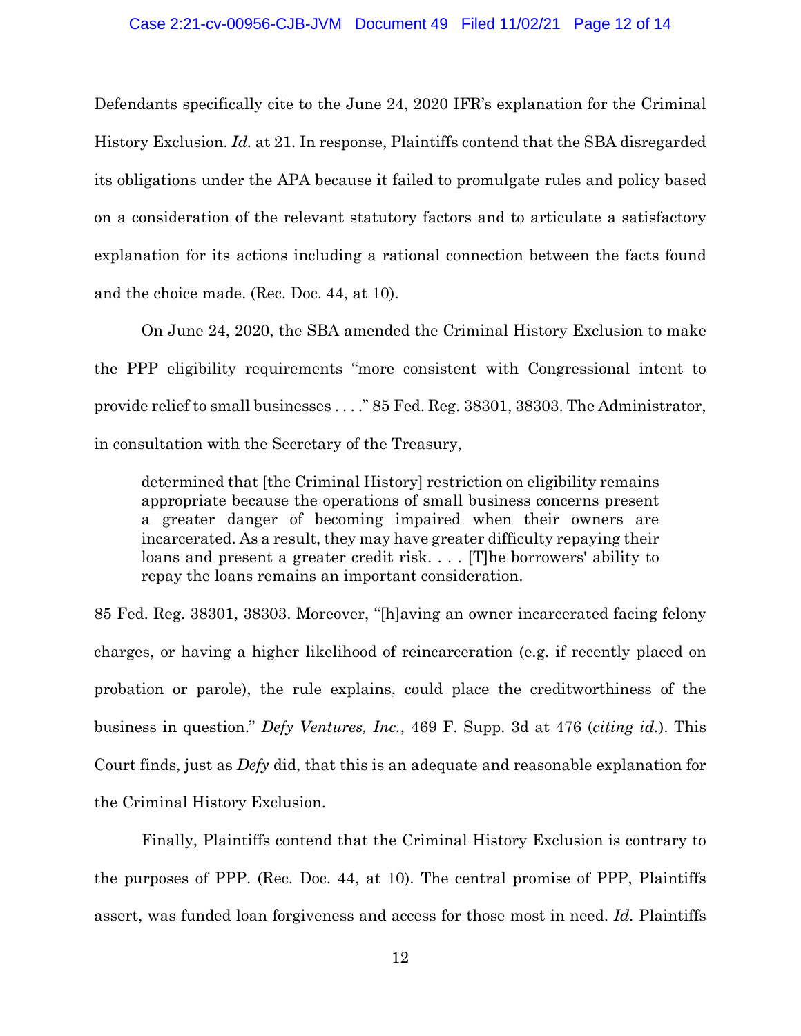Defendants specifically cite to the June 24, 2020 IFR's explanation for the Criminal History Exclusion. *Id.* at 21. In response, Plaintiffs contend that the SBA disregarded its obligations under the APA because it failed to promulgate rules and policy based on a consideration of the relevant statutory factors and to articulate a satisfactory explanation for its actions including a rational connection between the facts found and the choice made. (Rec. Doc. 44, at 10).

On June 24, 2020, the SBA amended the Criminal History Exclusion to make the PPP eligibility requirements "more consistent with Congressional intent to provide relief to small businesses . . . ." 85 Fed. Reg. 38301, 38303. The Administrator, in consultation with the Secretary of the Treasury,

> determined that [the Criminal History] restriction on eligibility remains appropriate because the operations of small business concerns present a greater danger of becoming impaired when their owners are incarcerated. As a result, they may have greater difficulty repaying their loans and present a greater credit risk. . . . [T]he borrowers' ability to repay the loans remains an important consideration.

85 Fed. Reg. 38301, 38303. Moreover, "[h]aving an owner incarcerated facing felony charges, or having a higher likelihood of reincarceration (e.g. if recently placed on probation or parole), the rule explains, could place the creditworthiness of the business in question." *Defy Ventures, Inc.*, 469 F. Supp. 3d at 476 (*citing id.*). This Court finds, just as *Defy* did, that this is an adequate and reasonable explanation for the Criminal History Exclusion.

Finally, Plaintiffs contend that the Criminal History Exclusion is contrary to the purposes of PPP. (Rec. Doc. 44, at 10). The central promise of PPP, Plaintiffs assert, was funded loan forgiveness and access for those most in need. *Id.* Plaintiffs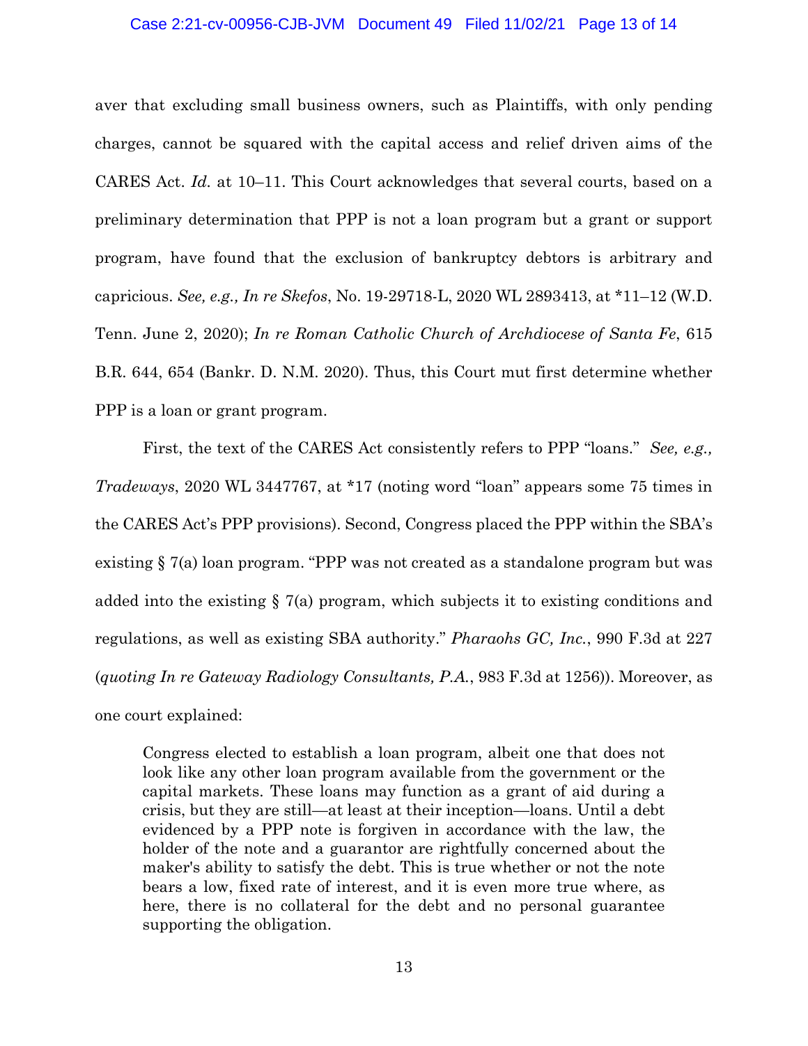aver that excluding small business owners, such as Plaintiffs, with only pending charges, cannot be squared with the capital access and relief driven aims of the CARES Act. *Id.* at 10–11. This Court acknowledges that several courts, based on a preliminary determination that PPP is not a loan program but a grant or support program, have found that the exclusion of bankruptcy debtors is arbitrary and capricious. *See, e.g., In re Skefos*, No. 19-29718-L, 2020 WL 2893413, at *11–12 (W.D. Tenn. June 2, 2020); *In re Roman Catholic Church of Archdiocese of Santa Fe*, 615 B.R. 644, 654 (Bankr. D. N.M. 2020). Thus, this Court mut first determine whether PPP is a loan or grant program.

First, the text of the CARES Act consistently refers to PPP "loans." *See, e.g., Tradeways*, 2020 WL 3447767, at *17 (noting word "loan" appears some 75 times in the CARES Act's PPP provisions). Second, Congress placed the PPP within the SBA's existing § 7(a) loan program. "PPP was not created as a standalone program but was added into the existing § 7(a) program, which subjects it to existing conditions and regulations, as well as existing SBA authority." *Pharaohs GC, Inc.*, 990 F.3d at 227 (*quoting In re Gateway Radiology Consultants, P.A.*, 983 F.3d at 1256)). Moreover, as one court explained:

> Congress elected to establish a loan program, albeit one that does not look like any other loan program available from the government or the capital markets. These loans may function as a grant of aid during a crisis, but they are still—at least at their inception—loans. Until a debt evidenced by a PPP note is forgiven in accordance with the law, the holder of the note and a guarantor are rightfully concerned about the maker's ability to satisfy the debt. This is true whether or not the note bears a low, fixed rate of interest, and it is even more true where, as here, there is no collateral for the debt and no personal guarantee supporting the obligation.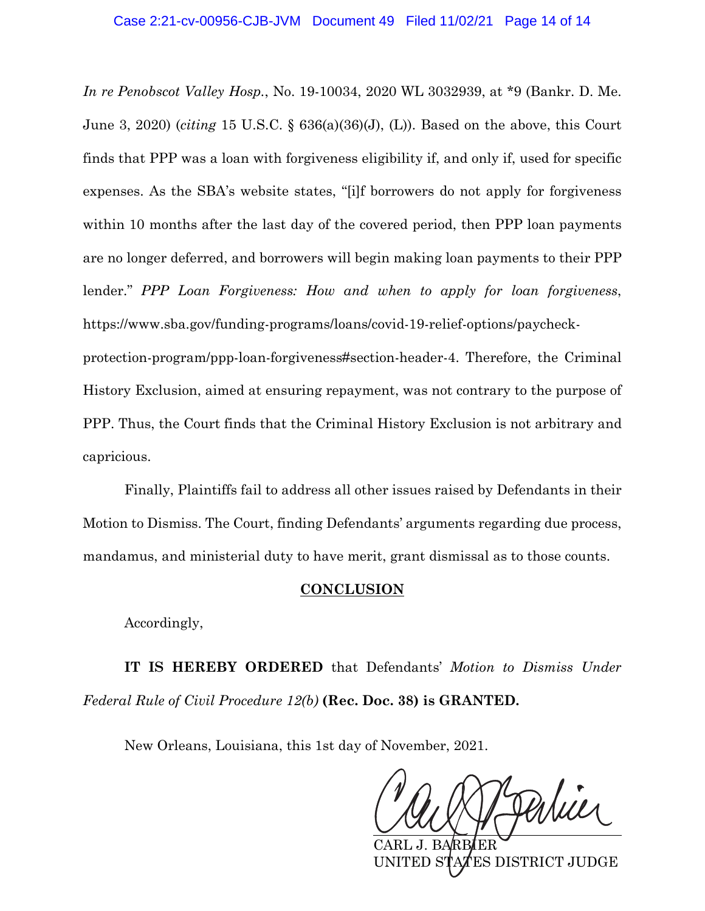*In re Penobscot Valley Hosp.*, No. 19-10034, 2020 WL 3032939, at *9 (Bankr. D. Me. June 3, 2020) (*citing* 15 U.S.C. § 636(a)(36)(J), (L)). Based on the above, this Court finds that PPP was a loan with forgiveness eligibility if, and only if, used for specific expenses. As the SBA's website states, "[i]f borrowers do not apply for forgiveness within 10 months after the last day of the covered period, then PPP loan payments are no longer deferred, and borrowers will begin making loan payments to their PPP lender." *PPP Loan Forgiveness: How and when to apply for loan forgiveness*, https://www.sba.gov/funding-programs/loans/covid-19-relief-options/paycheck-protection-program/ppp-loan-forgiveness#section-header-4. Therefore, the Criminal History Exclusion, aimed at ensuring repayment, was not contrary to the purpose of PPP. Thus, the Court finds that the Criminal History Exclusion is not arbitrary and capricious.

Finally, Plaintiffs fail to address all other issues raised by Defendants in their Motion to Dismiss. The Court, finding Defendants' arguments regarding due process, mandamus, and ministerial duty to have merit, grant dismissal as to those counts.

**CONCLUSION**

Accordingly,

**IT IS HEREBY ORDERED** that Defendants' *Motion to Dismiss Under Federal Rule of Civil Procedure 12(b)* **(Rec. Doc. 38) is GRANTED.**

New Orleans, Louisiana, this 1st day of November, 2021.

CARL J. BARBIER
UNITED STATES DISTRICT JUDGE